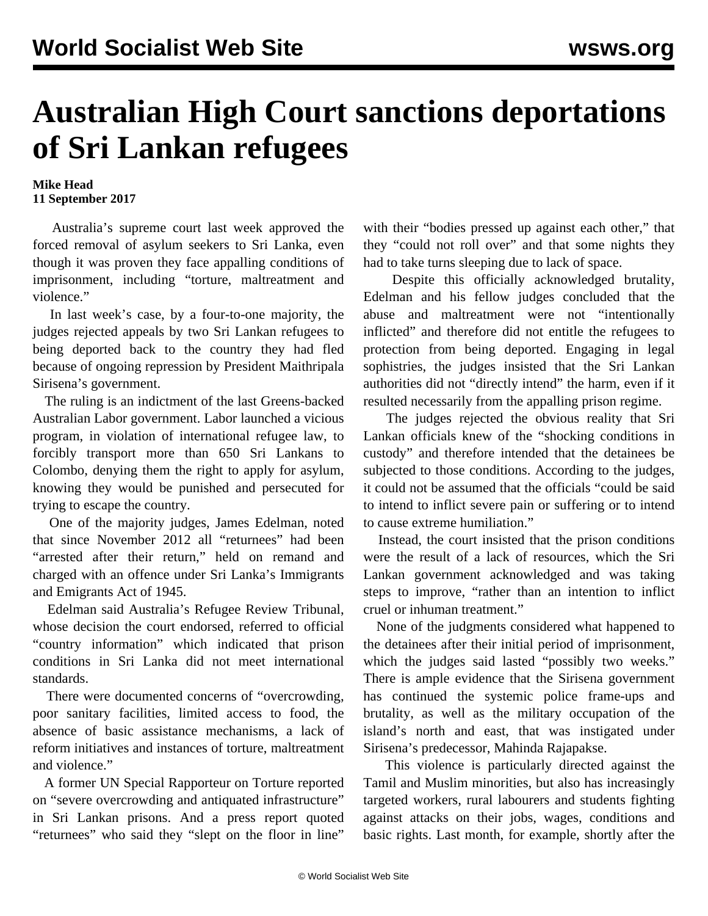# Australian High Court sanctions deportations of Sri Lankan refugees

**Mike Head**
**11 September 2017**

Australia's supreme court last week approved the forced removal of asylum seekers to Sri Lanka, even though it was proven they face appalling conditions of imprisonment, including "torture, maltreatment and violence."

In last week's case, by a four-to-one majority, the judges rejected appeals by two Sri Lankan refugees to being deported back to the country they had fled because of ongoing repression by President Maithripala Sirisena's government.

The ruling is an indictment of the last Greens-backed Australian Labor government. Labor launched a vicious program, in violation of international refugee law, to forcibly transport more than 650 Sri Lankans to Colombo, denying them the right to apply for asylum, knowing they would be punished and persecuted for trying to escape the country.

One of the majority judges, James Edelman, noted that since November 2012 all "returnees" had been "arrested after their return," held on remand and charged with an offence under Sri Lanka's Immigrants and Emigrants Act of 1945.

Edelman said Australia's Refugee Review Tribunal, whose decision the court endorsed, referred to official "country information" which indicated that prison conditions in Sri Lanka did not meet international standards.

There were documented concerns of "overcrowding, poor sanitary facilities, limited access to food, the absence of basic assistance mechanisms, a lack of reform initiatives and instances of torture, maltreatment and violence."

A former UN Special Rapporteur on Torture reported on "severe overcrowding and antiquated infrastructure" in Sri Lankan prisons. And a press report quoted "returnees" who said they "slept on the floor in line" with their "bodies pressed up against each other," that they "could not roll over" and that some nights they had to take turns sleeping due to lack of space.

Despite this officially acknowledged brutality, Edelman and his fellow judges concluded that the abuse and maltreatment were not "intentionally inflicted" and therefore did not entitle the refugees to protection from being deported. Engaging in legal sophistries, the judges insisted that the Sri Lankan authorities did not "directly intend" the harm, even if it resulted necessarily from the appalling prison regime.

The judges rejected the obvious reality that Sri Lankan officials knew of the "shocking conditions in custody" and therefore intended that the detainees be subjected to those conditions. According to the judges, it could not be assumed that the officials "could be said to intend to inflict severe pain or suffering or to intend to cause extreme humiliation."

Instead, the court insisted that the prison conditions were the result of a lack of resources, which the Sri Lankan government acknowledged and was taking steps to improve, "rather than an intention to inflict cruel or inhuman treatment."

None of the judgments considered what happened to the detainees after their initial period of imprisonment, which the judges said lasted "possibly two weeks." There is ample evidence that the Sirisena government has continued the systemic police frame-ups and brutality, as well as the military occupation of the island's north and east, that was instigated under Sirisena's predecessor, Mahinda Rajapakse.

This violence is particularly directed against the Tamil and Muslim minorities, but also has increasingly targeted workers, rural labourers and students fighting against attacks on their jobs, wages, conditions and basic rights. Last month, for example, shortly after the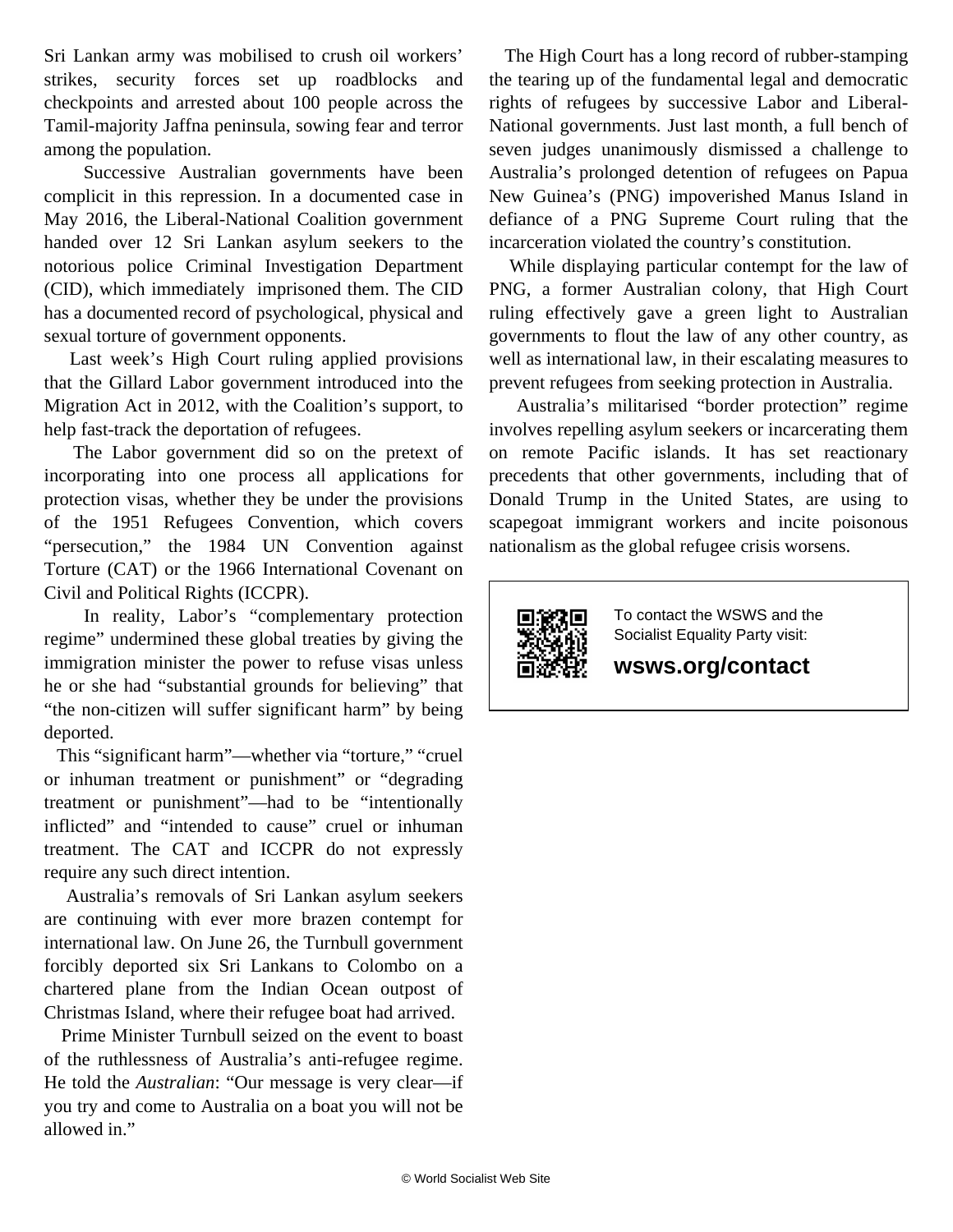Sri Lankan army was mobilised to crush oil workers' strikes, security forces set up roadblocks and checkpoints and arrested about 100 people across the Tamil-majority Jaffna peninsula, sowing fear and terror among the population.

Successive Australian governments have been complicit in this repression. In a documented case in May 2016, the Liberal-National Coalition government handed over 12 Sri Lankan asylum seekers to the notorious police Criminal Investigation Department (CID), which immediately imprisoned them. The CID has a documented record of psychological, physical and sexual torture of government opponents.

Last week's High Court ruling applied provisions that the Gillard Labor government introduced into the Migration Act in 2012, with the Coalition's support, to help fast-track the deportation of refugees.

The Labor government did so on the pretext of incorporating into one process all applications for protection visas, whether they be under the provisions of the 1951 Refugees Convention, which covers "persecution," the 1984 UN Convention against Torture (CAT) or the 1966 International Covenant on Civil and Political Rights (ICCPR).

In reality, Labor's "complementary protection regime" undermined these global treaties by giving the immigration minister the power to refuse visas unless he or she had "substantial grounds for believing" that "the non-citizen will suffer significant harm" by being deported.

This "significant harm"—whether via "torture," "cruel or inhuman treatment or punishment" or "degrading treatment or punishment"—had to be "intentionally inflicted" and "intended to cause" cruel or inhuman treatment. The CAT and ICCPR do not expressly require any such direct intention.

Australia's removals of Sri Lankan asylum seekers are continuing with ever more brazen contempt for international law. On June 26, the Turnbull government forcibly deported six Sri Lankans to Colombo on a chartered plane from the Indian Ocean outpost of Christmas Island, where their refugee boat had arrived.

Prime Minister Turnbull seized on the event to boast of the ruthlessness of Australia's anti-refugee regime. He told the *Australian*: "Our message is very clear—if you try and come to Australia on a boat you will not be allowed in."

The High Court has a long record of rubber-stamping the tearing up of the fundamental legal and democratic rights of refugees by successive Labor and Liberal-National governments. Just last month, a full bench of seven judges unanimously dismissed a challenge to Australia's prolonged detention of refugees on Papua New Guinea's (PNG) impoverished Manus Island in defiance of a PNG Supreme Court ruling that the incarceration violated the country's constitution.

While displaying particular contempt for the law of PNG, a former Australian colony, that High Court ruling effectively gave a green light to Australian governments to flout the law of any other country, as well as international law, in their escalating measures to prevent refugees from seeking protection in Australia.

Australia's militarised "border protection" regime involves repelling asylum seekers or incarcerating them on remote Pacific islands. It has set reactionary precedents that other governments, including that of Donald Trump in the United States, are using to scapegoat immigrant workers and incite poisonous nationalism as the global refugee crisis worsens.

To contact the WSWS and the Socialist Equality Party visit:

**wsws.org/contact**